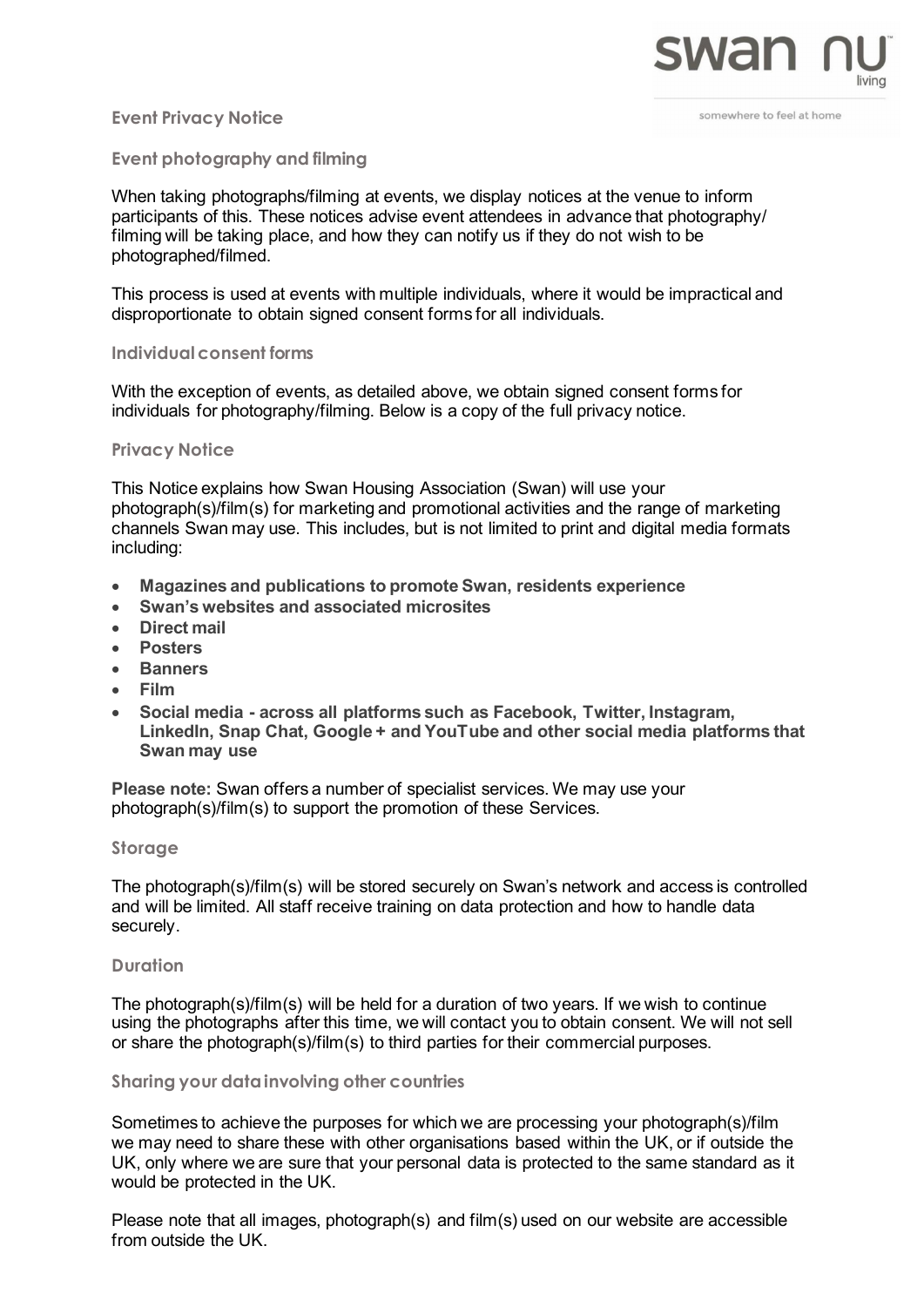## Event Privacy Notice

### Event photography and filming

When taking photographs/filming at events, we display notices at the venue to inform participants of this. These notices advise event attendees in advance that photography/ filming will be taking place, and how they can notify us if they do not wish to be photographed/filmed.

This process is used at events with multiple individuals, where it would be impractical and disproportionate to obtain signed consent forms for all individuals.

### Individual consent forms

With the exception of events, as detailed above, we obtain signed consent forms for individuals for photography/filming. Below is a copy of the full privacy notice.

### Privacy Notice

This Notice explains how Swan Housing Association (Swan) will use your photograph(s)/film(s) for marketing and promotional activities and the range of marketing channels Swan may use. This includes, but is not limited to print and digital media formats including:

- **Magazines and publications to promote Swan, residents experience**
- **Swan's websites and associated microsites**
- **Direct mail**
- **Posters**
- **Banners**
- **Film**
- **Social media - across all platforms such as Facebook, Twitter, Instagram, LinkedIn, Snap Chat, Google + and YouTube and other social media platforms that Swan may use**

**Please note:** Swan offers a number of specialist services. We may use your photograph(s)/film(s) to support the promotion of these Services.

### Storage

The photograph(s)/film(s) will be stored securely on Swan's network and access is controlled and will be limited. All staff receive training on data protection and how to handle data securely.

### Duration

The photograph(s)/film(s) will be held for a duration of two years. If we wish to continue using the photographs after this time, we will contact you to obtain consent. We will not sell or share the photograph(s)/film(s) to third parties for their commercial purposes.

### Sharing your data involving other countries

Sometimes to achieve the purposes for which we are processing your photograph(s)/film we may need to share these with other organisations based within the UK, or if outside the UK, only where we are sure that your personal data is protected to the same standard as it would be protected in the UK.

Please note that all images, photograph(s) and film(s) used on our website are accessible from outside the UK.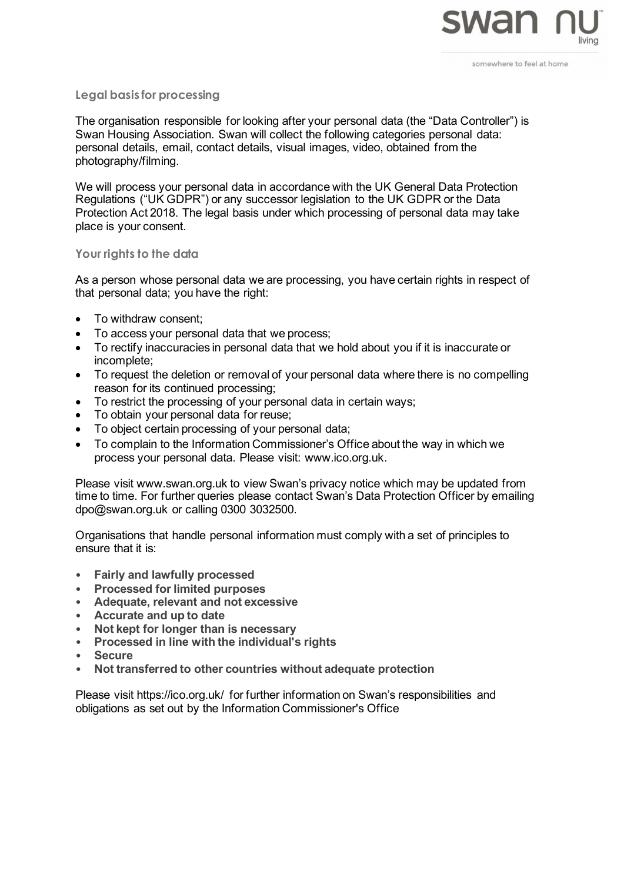## Legal basis for processing

The organisation responsible for looking after your personal data (the "Data Controller") is Swan Housing Association. Swan will collect the following categories personal data: personal details, email, contact details, visual images, video, obtained from the photography/filming.

We will process your personal data in accordance with the UK General Data Protection Regulations ("UK GDPR") or any successor legislation to the UK GDPR or the Data Protection Act 2018. The legal basis under which processing of personal data may take place is your consent.

## Your rights to the data

As a person whose personal data we are processing, you have certain rights in respect of that personal data; you have the right:

- To withdraw consent;
- To access your personal data that we process;
- To rectify inaccuracies in personal data that we hold about you if it is inaccurate or incomplete;
- To request the deletion or removal of your personal data where there is no compelling reason for its continued processing;
- To restrict the processing of your personal data in certain ways;
- To obtain your personal data for reuse;
- To object certain processing of your personal data;
- To complain to the Information Commissioner's Office about the way in which we process your personal data. Please visit: www.ico.org.uk.

Please visit www.swan.org.uk to view Swan's privacy notice which may be updated from time to time. For further queries please contact Swan's Data Protection Officer by emailing dpo@swan.org.uk or calling 0300 3032500.

Organisations that handle personal information must comply with a set of principles to ensure that it is:

- **Fairly and lawfully processed**
- **Processed for limited purposes**
- **Adequate, relevant and not excessive**
- **Accurate and up to date**
- **Not kept for longer than is necessary**
- **Processed in line with the individual's rights**
- **Secure**
- **Not transferred to other countries without adequate protection**

Please visit https://ico.org.uk/ for further information on Swan's responsibilities and obligations as set out by the Information Commissioner's Office